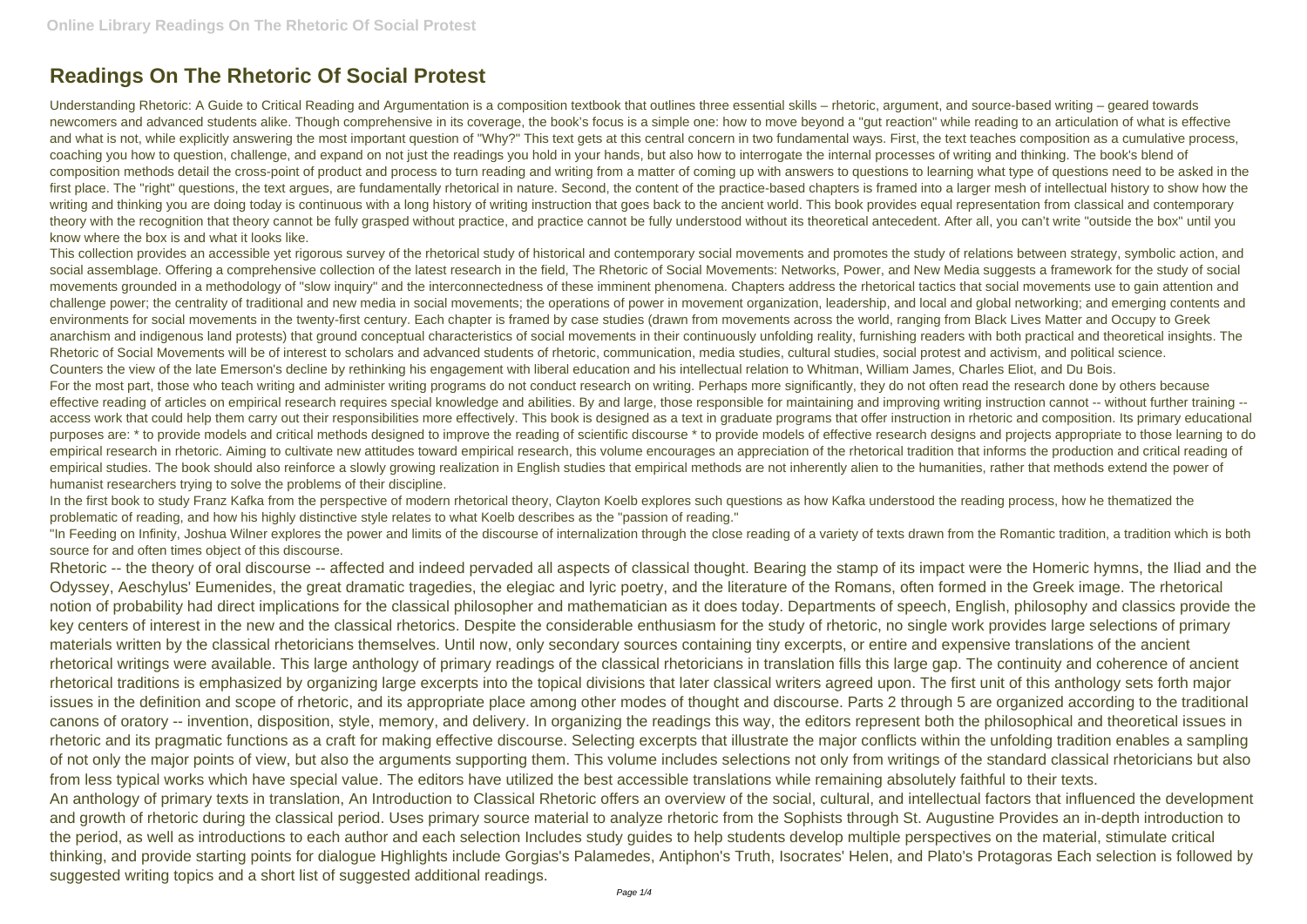# Readings On The Rhetoric Of Social Protest

Understanding Rhetoric: A Guide to Critical Reading and Argumentation is a composition textbook that outlines three essential skills – rhetoric, argument, and source-based writing – geared towards newcomers and advanced students alike. Though comprehensive in its coverage, the book's focus is a simple one: how to move beyond a "gut reaction" while reading to an articulation of what is effective and what is not, while explicitly answering the most important question of "Why?" This text gets at this central concern in two fundamental ways. First, the text teaches composition as a cumulative process, coaching you how to question, challenge, and expand on not just the readings you hold in your hands, but also how to interrogate the internal processes of writing and thinking. The book's blend of composition methods detail the cross-point of product and process to turn reading and writing from a matter of coming up with answers to questions to learning what type of questions need to be asked in the first place. The "right" questions, the text argues, are fundamentally rhetorical in nature. Second, the content of the practice-based chapters is framed into a larger mesh of intellectual history to show how the writing and thinking you are doing today is continuous with a long history of writing instruction that goes back to the ancient world. This book provides equal representation from classical and contemporary theory with the recognition that theory cannot be fully grasped without practice, and practice cannot be fully understood without its theoretical antecedent. After all, you can't write "outside the box" until you know where the box is and what it looks like.

This collection provides an accessible yet rigorous survey of the rhetorical study of historical and contemporary social movements and promotes the study of relations between strategy, symbolic action, and social assemblage. Offering a comprehensive collection of the latest research in the field, The Rhetoric of Social Movements: Networks, Power, and New Media suggests a framework for the study of social movements grounded in a methodology of "slow inquiry" and the interconnectedness of these imminent phenomena. Chapters address the rhetorical tactics that social movements use to gain attention and challenge power; the centrality of traditional and new media in social movements; the operations of power in movement organization, leadership, and local and global networking; and emerging contents and environments for social movements in the twenty-first century. Each chapter is framed by case studies (drawn from movements across the world, ranging from Black Lives Matter and Occupy to Greek anarchism and indigenous land protests) that ground conceptual characteristics of social movements in their continuously unfolding reality, furnishing readers with both practical and theoretical insights. The Rhetoric of Social Movements will be of interest to scholars and advanced students of rhetoric, communication, media studies, cultural studies, social protest and activism, and political science.

Counters the view of the late Emerson's decline by rethinking his engagement with liberal education and his intellectual relation to Whitman, William James, Charles Eliot, and Du Bois.

For the most part, those who teach writing and administer writing programs do not conduct research on writing. Perhaps more significantly, they do not often read the research done by others because effective reading of articles on empirical research requires special knowledge and abilities. By and large, those responsible for maintaining and improving writing instruction cannot -- without further training -- access work that could help them carry out their responsibilities more effectively. This book is designed as a text in graduate programs that offer instruction in rhetoric and composition. Its primary educational purposes are: * to provide models and critical methods designed to improve the reading of scientific discourse * to provide models of effective research designs and projects appropriate to those learning to do empirical research in rhetoric. Aiming to cultivate new attitudes toward empirical research, this volume encourages an appreciation of the rhetorical tradition that informs the production and critical reading of empirical studies. The book should also reinforce a slowly growing realization in English studies that empirical methods are not inherently alien to the humanities, rather that methods extend the power of humanist researchers trying to solve the problems of their discipline.

In the first book to study Franz Kafka from the perspective of modern rhetorical theory, Clayton Koelb explores such questions as how Kafka understood the reading process, how he thematized the problematic of reading, and how his highly distinctive style relates to what Koelb describes as the "passion of reading."

"In Feeding on Infinity, Joshua Wilner explores the power and limits of the discourse of internalization through the close reading of a variety of texts drawn from the Romantic tradition, a tradition which is both source for and often times object of this discourse.

Rhetoric -- the theory of oral discourse -- affected and indeed pervaded all aspects of classical thought. Bearing the stamp of its impact were the Homeric hymns, the Iliad and the Odyssey, Aeschylus' Eumenides, the great dramatic tragedies, the elegiac and lyric poetry, and the literature of the Romans, often formed in the Greek image. The rhetorical notion of probability had direct implications for the classical philosopher and mathematician as it does today. Departments of speech, English, philosophy and classics provide the key centers of interest in the new and the classical rhetorics. Despite the considerable enthusiasm for the study of rhetoric, no single work provides large selections of primary materials written by the classical rhetoricians themselves. Until now, only secondary sources containing tiny excerpts, or entire and expensive translations of the ancient rhetorical writings were available. This large anthology of primary readings of the classical rhetoricians in translation fills this large gap. The continuity and coherence of ancient rhetorical traditions is emphasized by organizing large excerpts into the topical divisions that later classical writers agreed upon. The first unit of this anthology sets forth major issues in the definition and scope of rhetoric, and its appropriate place among other modes of thought and discourse. Parts 2 through 5 are organized according to the traditional canons of oratory -- invention, disposition, style, memory, and delivery. In organizing the readings this way, the editors represent both the philosophical and theoretical issues in rhetoric and its pragmatic functions as a craft for making effective discourse. Selecting excerpts that illustrate the major conflicts within the unfolding tradition enables a sampling of not only the major points of view, but also the arguments supporting them. This volume includes selections not only from writings of the standard classical rhetoricians but also from less typical works which have special value. The editors have utilized the best accessible translations while remaining absolutely faithful to their texts.

An anthology of primary texts in translation, An Introduction to Classical Rhetoric offers an overview of the social, cultural, and intellectual factors that influenced the development and growth of rhetoric during the classical period. Uses primary source material to analyze rhetoric from the Sophists through St. Augustine Provides an in-depth introduction to the period, as well as introductions to each author and each selection Includes study guides to help students develop multiple perspectives on the material, stimulate critical thinking, and provide starting points for dialogue Highlights include Gorgias's Palamedes, Antiphon's Truth, Isocrates' Helen, and Plato's Protagoras Each selection is followed by suggested writing topics and a short list of suggested additional readings.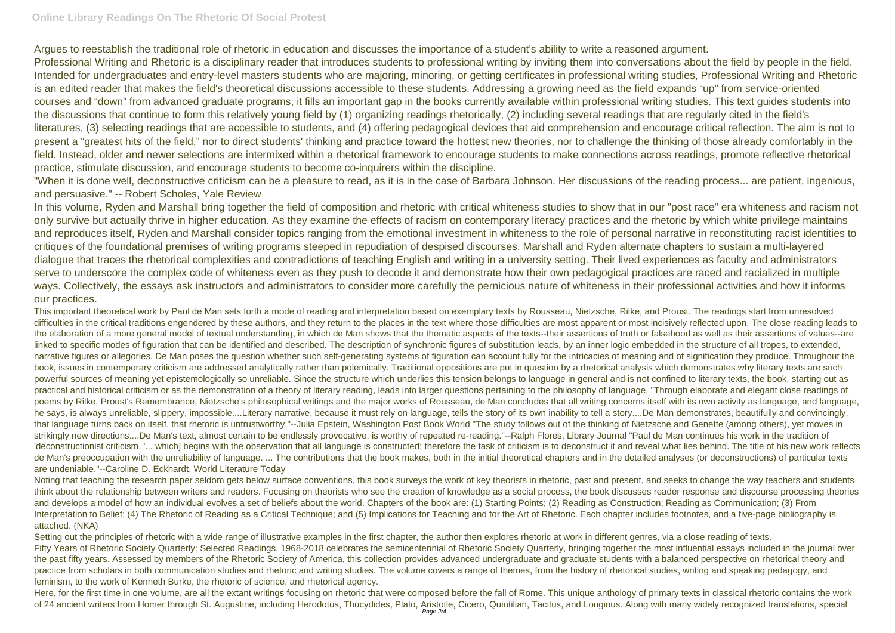Argues to reestablish the traditional role of rhetoric in education and discusses the importance of a student's ability to write a reasoned argument.

Professional Writing and Rhetoric is a disciplinary reader that introduces students to professional writing by inviting them into conversations about the field by people in the field. Intended for undergraduates and entry-level masters students who are majoring, minoring, or getting certificates in professional writing studies, Professional Writing and Rhetoric is an edited reader that makes the field's theoretical discussions accessible to these students. Addressing a growing need as the field expands "up" from service-oriented courses and "down" from advanced graduate programs, it fills an important gap in the books currently available within professional writing studies. This text guides students into the discussions that continue to form this relatively young field by (1) organizing readings rhetorically, (2) including several readings that are regularly cited in the field's literatures, (3) selecting readings that are accessible to students, and (4) offering pedagogical devices that aid comprehension and encourage critical reflection. The aim is not to present a "greatest hits of the field," nor to direct students' thinking and practice toward the hottest new theories, nor to challenge the thinking of those already comfortably in the field. Instead, older and newer selections are intermixed within a rhetorical framework to encourage students to make connections across readings, promote reflective rhetorical practice, stimulate discussion, and encourage students to become co-inquirers within the discipline.

"When it is done well, deconstructive criticism can be a pleasure to read, as it is in the case of Barbara Johnson. Her discussions of the reading process... are patient, ingenious, and persuasive." -- Robert Scholes, Yale Review

In this volume, Ryden and Marshall bring together the field of composition and rhetoric with critical whiteness studies to show that in our "post race" era whiteness and racism not only survive but actually thrive in higher education. As they examine the effects of racism on contemporary literacy practices and the rhetoric by which white privilege maintains and reproduces itself, Ryden and Marshall consider topics ranging from the emotional investment in whiteness to the role of personal narrative in reconstituting racist identities to critiques of the foundational premises of writing programs steeped in repudiation of despised discourses. Marshall and Ryden alternate chapters to sustain a multi-layered dialogue that traces the rhetorical complexities and contradictions of teaching English and writing in a university setting. Their lived experiences as faculty and administrators serve to underscore the complex code of whiteness even as they push to decode it and demonstrate how their own pedagogical practices are raced and racialized in multiple ways. Collectively, the essays ask instructors and administrators to consider more carefully the pernicious nature of whiteness in their professional activities and how it informs our practices.

This important theoretical work by Paul de Man sets forth a mode of reading and interpretation based on exemplary texts by Rousseau, Nietzsche, Rilke, and Proust. The readings start from unresolved difficulties in the critical traditions engendered by these authors, and they return to the places in the text where those difficulties are most apparent or most incisively reflected upon. The close reading leads to the elaboration of a more general model of textual understanding, in which de Man shows that the thematic aspects of the texts--their assertions of truth or falsehood as well as their assertions of values--are linked to specific modes of figuration that can be identified and described. The description of synchronic figures of substitution leads, by an inner logic embedded in the structure of all tropes, to extended, narrative figures or allegories. De Man poses the question whether such self-generating systems of figuration can account fully for the intricacies of meaning and of signification they produce. Throughout the book, issues in contemporary criticism are addressed analytically rather than polemically. Traditional oppositions are put in question by a rhetorical analysis which demonstrates why literary texts are such powerful sources of meaning yet epistemologically so unreliable. Since the structure which underlies this tension belongs to language in general and is not confined to literary texts, the book, starting out as practical and historical criticism or as the demonstration of a theory of literary reading, leads into larger questions pertaining to the philosophy of language. "Through elaborate and elegant close readings of poems by Rilke, Proust's Remembrance, Nietzsche's philosophical writings and the major works of Rousseau, de Man concludes that all writing concerns itself with its own activity as language, and language, he says, is always unreliable, slippery, impossible....Literary narrative, because it must rely on language, tells the story of its own inability to tell a story....De Man demonstrates, beautifully and convincingly, that language turns back on itself, that rhetoric is untrustworthy."--Julia Epstein, Washington Post Book World "The study follows out of the thinking of Nietzsche and Genette (among others), yet moves in strikingly new directions....De Man's text, almost certain to be endlessly provocative, is worthy of repeated re-reading."--Ralph Flores, Library Journal "Paul de Man continues his work in the tradition of 'deconstructionist criticism, '... which] begins with the observation that all language is constructed; therefore the task of criticism is to deconstruct it and reveal what lies behind. The title of his new work reflects de Man's preoccupation with the unreliability of language. ... The contributions that the book makes, both in the initial theoretical chapters and in the detailed analyses (or deconstructions) of particular texts are undeniable."--Caroline D. Eckhardt, World Literature Today

Noting that teaching the research paper seldom gets below surface conventions, this book surveys the work of key theorists in rhetoric, past and present, and seeks to change the way teachers and students think about the relationship between writers and readers. Focusing on theorists who see the creation of knowledge as a social process, the book discusses reader response and discourse processing theories and develops a model of how an individual evolves a set of beliefs about the world. Chapters of the book are: (1) Starting Points; (2) Reading as Construction; Reading as Communication; (3) From Interpretation to Belief; (4) The Rhetoric of Reading as a Critical Technique; and (5) Implications for Teaching and for the Art of Rhetoric. Each chapter includes footnotes, and a five-page bibliography is attached. (NKA)

Setting out the principles of rhetoric with a wide range of illustrative examples in the first chapter, the author then explores rhetoric at work in different genres, via a close reading of texts.

Fifty Years of Rhetoric Society Quarterly: Selected Readings, 1968-2018 celebrates the semicentennial of Rhetoric Society Quarterly, bringing together the most influential essays included in the journal over the past fifty years. Assessed by members of the Rhetoric Society of America, this collection provides advanced undergraduate and graduate students with a balanced perspective on rhetorical theory and practice from scholars in both communication studies and rhetoric and writing studies. The volume covers a range of themes, from the history of rhetorical studies, writing and speaking pedagogy, and feminism, to the work of Kenneth Burke, the rhetoric of science, and rhetorical agency.

Here, for the first time in one volume, are all the extant writings focusing on rhetoric that were composed before the fall of Rome. This unique anthology of primary texts in classical rhetoric contains the work of 24 ancient writers from Homer through St. Augustine, including Herodotus, Thucydides, Plato, Aristotle, Cicero, Quintilian, Tacitus, and Longinus. Along with many widely recognized translations, special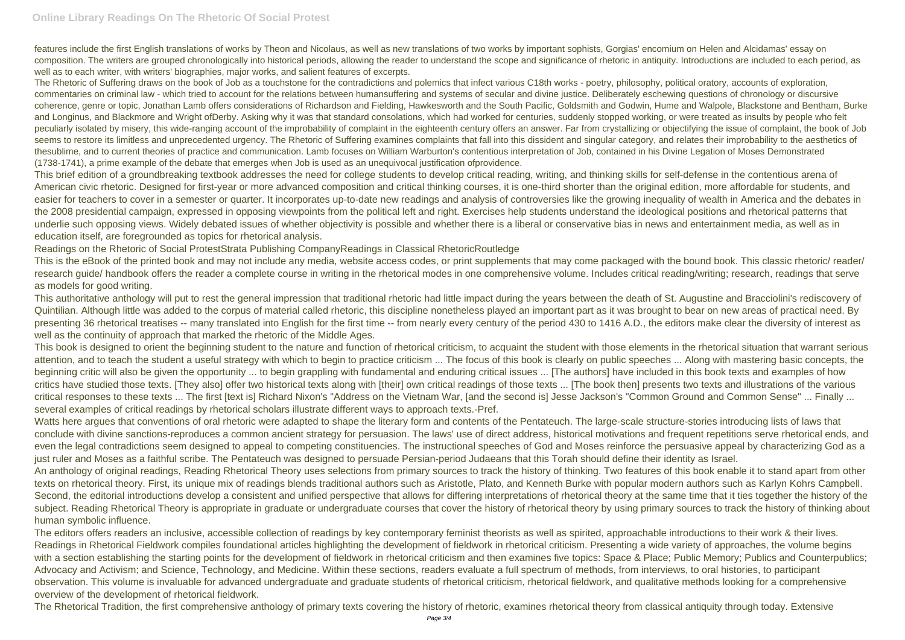features include the first English translations of works by Theon and Nicolaus, as well as new translations of two works by important sophists, Gorgias' encomium on Helen and Alcidamas' essay on composition. The writers are grouped chronologically into historical periods, allowing the reader to understand the scope and significance of rhetoric in antiquity. Introductions are included to each period, as well as to each writer, with writers' biographies, major works, and salient features of excerpts.

The Rhetoric of Suffering draws on the book of Job as a touchstone for the contradictions and polemics that infect various C18th works - poetry, philosophy, political oratory, accounts of exploration, commentaries on criminal law - which tried to account for the relations between humansuffering and systems of secular and divine justice. Deliberately eschewing questions of chronology or discursive coherence, genre or topic, Jonathan Lamb offers considerations of Richardson and Fielding, Hawkesworth and the South Pacific, Goldsmith and Godwin, Hume and Walpole, Blackstone and Bentham, Burke and Longinus, and Blackmore and Wright ofDerby. Asking why it was that standard consolations, which had worked for centuries, suddenly stopped working, or were treated as insults by people who felt peculiarly isolated by misery, this wide-ranging account of the improbability of complaint in the eighteenth century offers an answer. Far from crystallizing or objectifying the issue of complaint, the book of Job seems to restore its limitless and unprecedented urgency. The Rhetoric of Suffering examines complaints that fall into this dissident and singular category, and relates their improbability to the aesthetics of thesublime, and to current theories of practice and communication. Lamb focuses on William Warburton's contentious interpretation of Job, contained in his Divine Legation of Moses Demonstrated (1738-1741), a prime example of the debate that emerges when Job is used as an unequivocal justification ofprovidence.

This brief edition of a groundbreaking textbook addresses the need for college students to develop critical reading, writing, and thinking skills for self-defense in the contentious arena of American civic rhetoric. Designed for first-year or more advanced composition and critical thinking courses, it is one-third shorter than the original edition, more affordable for students, and easier for teachers to cover in a semester or quarter. It incorporates up-to-date new readings and analysis of controversies like the growing inequality of wealth in America and the debates in the 2008 presidential campaign, expressed in opposing viewpoints from the political left and right. Exercises help students understand the ideological positions and rhetorical patterns that underlie such opposing views. Widely debated issues of whether objectivity is possible and whether there is a liberal or conservative bias in news and entertainment media, as well as in education itself, are foregrounded as topics for rhetorical analysis.

Readings on the Rhetoric of Social ProtestStrata Publishing CompanyReadings in Classical RhetoricRoutledge

This is the eBook of the printed book and may not include any media, website access codes, or print supplements that may come packaged with the bound book. This classic rhetoric/ reader/ research guide/ handbook offers the reader a complete course in writing in the rhetorical modes in one comprehensive volume. Includes critical reading/writing; research, readings that serve as models for good writing.

This authoritative anthology will put to rest the general impression that traditional rhetoric had little impact during the years between the death of St. Augustine and Bracciolini's rediscovery of Quintilian. Although little was added to the corpus of material called rhetoric, this discipline nonetheless played an important part as it was brought to bear on new areas of practical need. By presenting 36 rhetorical treatises -- many translated into English for the first time -- from nearly every century of the period 430 to 1416 A.D., the editors make clear the diversity of interest as well as the continuity of approach that marked the rhetoric of the Middle Ages.

This book is designed to orient the beginning student to the nature and function of rhetorical criticism, to acquaint the student with those elements in the rhetorical situation that warrant serious attention, and to teach the student a useful strategy with which to begin to practice criticism ... The focus of this book is clearly on public speeches ... Along with mastering basic concepts, the beginning critic will also be given the opportunity ... to begin grappling with fundamental and enduring critical issues ... [The authors] have included in this book texts and examples of how critics have studied those texts. [They also] offer two historical texts along with [their] own critical readings of those texts ... [The book then] presents two texts and illustrations of the various critical responses to these texts ... The first [text is] Richard Nixon's "Address on the Vietnam War, [and the second is] Jesse Jackson's "Common Ground and Common Sense" ... Finally ... several examples of critical readings by rhetorical scholars illustrate different ways to approach texts.-Pref.

Watts here argues that conventions of oral rhetoric were adapted to shape the literary form and contents of the Pentateuch. The large-scale structure-stories introducing lists of laws that conclude with divine sanctions-reproduces a common ancient strategy for persuasion. The laws' use of direct address, historical motivations and frequent repetitions serve rhetorical ends, and even the legal contradictions seem designed to appeal to competing constituencies. The instructional speeches of God and Moses reinforce the persuasive appeal by characterizing God as a just ruler and Moses as a faithful scribe. The Pentateuch was designed to persuade Persian-period Judaeans that this Torah should define their identity as Israel.

An anthology of original readings, Reading Rhetorical Theory uses selections from primary sources to track the history of thinking. Two features of this book enable it to stand apart from other texts on rhetorical theory. First, its unique mix of readings blends traditional authors such as Aristotle, Plato, and Kenneth Burke with popular modern authors such as Karlyn Kohrs Campbell. Second, the editorial introductions develop a consistent and unified perspective that allows for differing interpretations of rhetorical theory at the same time that it ties together the history of the subject. Reading Rhetorical Theory is appropriate in graduate or undergraduate courses that cover the history of rhetorical theory by using primary sources to track the history of thinking about human symbolic influence.

The editors offers readers an inclusive, accessible collection of readings by key contemporary feminist theorists as well as spirited, approachable introductions to their work & their lives.

Readings in Rhetorical Fieldwork compiles foundational articles highlighting the development of fieldwork in rhetorical criticism. Presenting a wide variety of approaches, the volume begins with a section establishing the starting points for the development of fieldwork in rhetorical criticism and then examines five topics: Space & Place; Public Memory; Publics and Counterpublics; Advocacy and Activism; and Science, Technology, and Medicine. Within these sections, readers evaluate a full spectrum of methods, from interviews, to oral histories, to participant observation. This volume is invaluable for advanced undergraduate and graduate students of rhetorical criticism, rhetorical fieldwork, and qualitative methods looking for a comprehensive overview of the development of rhetorical fieldwork.

The Rhetorical Tradition, the first comprehensive anthology of primary texts covering the history of rhetoric, examines rhetorical theory from classical antiquity through today. Extensive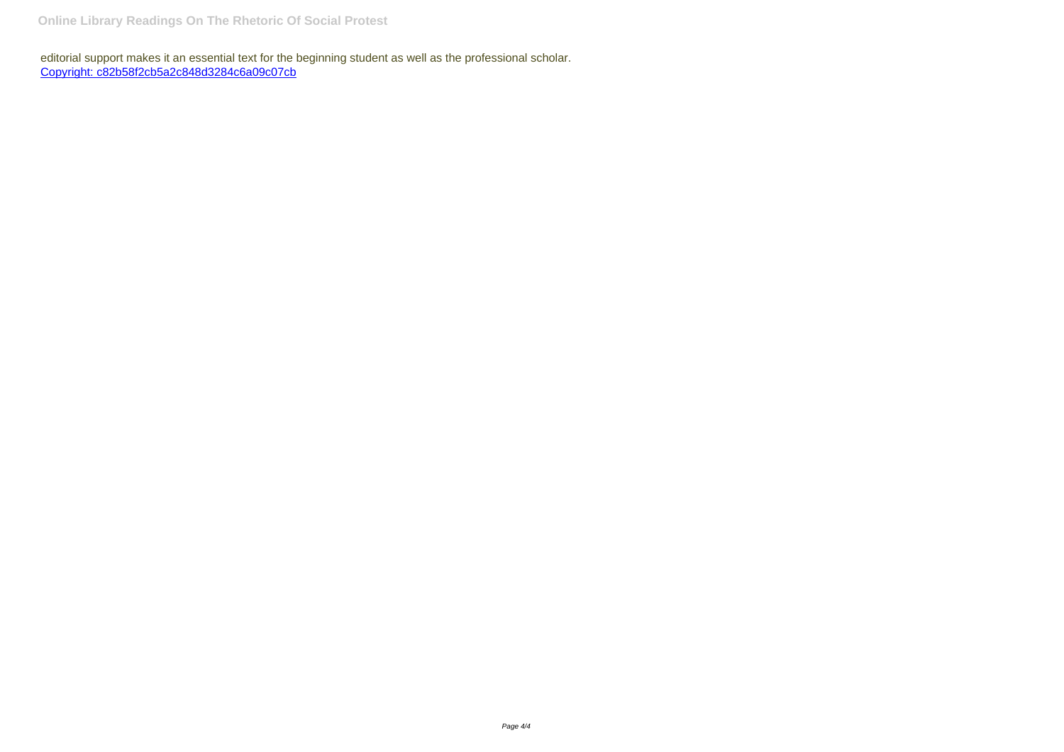editorial support makes it an essential text for the beginning student as well as the professional scholar.
[Copyright: c82b58f2cb5a2c848d3284c6a09c07cb]